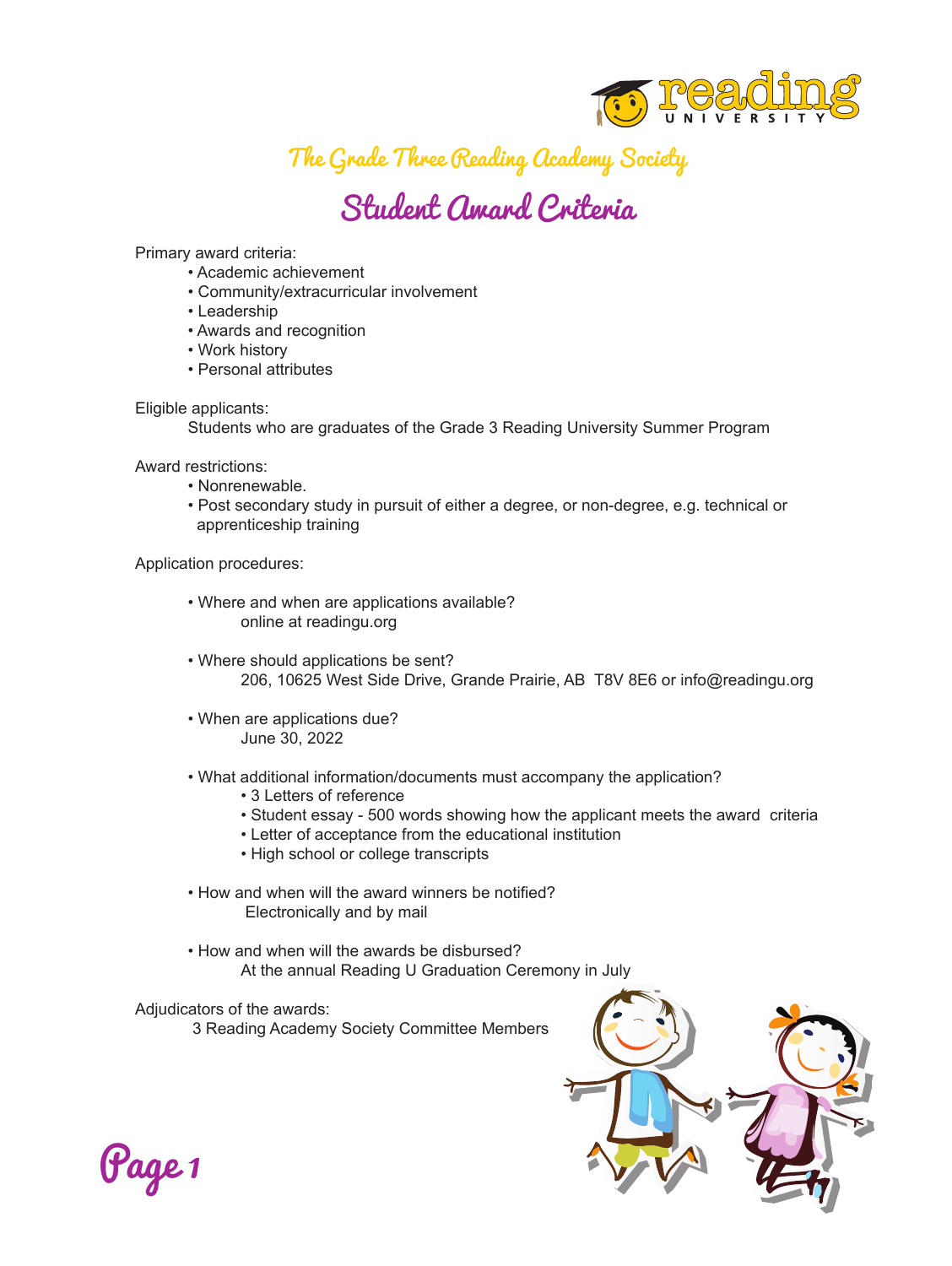reading UNIVERSITY

## The Grade Three Reading Academy Society

# Student Award Criteria

Primary award criteria:

- Academic achievement
- Community/extracurricular involvement
- Leadership
- Awards and recognition
- Work history
- Personal attributes

Eligible applicants:

Students who are graduates of the Grade 3 Reading University Summer Program

Award restrictions:

- Nonrenewable.
- Post secondary study in pursuit of either a degree, or non-degree, e.g. technical or apprenticeship training

Application procedures:

- Where and when are applications available?
  online at readingu.org
- Where should applications be sent?
  206, 10625 West Side Drive, Grande Prairie, AB  T8V 8E6 or info@readingu.org
- When are applications due?
  June 30, 2022
- What additional information/documents must accompany the application?
  - 3 Letters of reference
  - Student essay - 500 words showing how the applicant meets the award criteria
  - Letter of acceptance from the educational institution
  - High school or college transcripts
- How and when will the award winners be notified?
  Electronically and by mail
- How and when will the awards be disbursed?
  At the annual Reading U Graduation Ceremony in July

Adjudicators of the awards:

3 Reading Academy Society Committee Members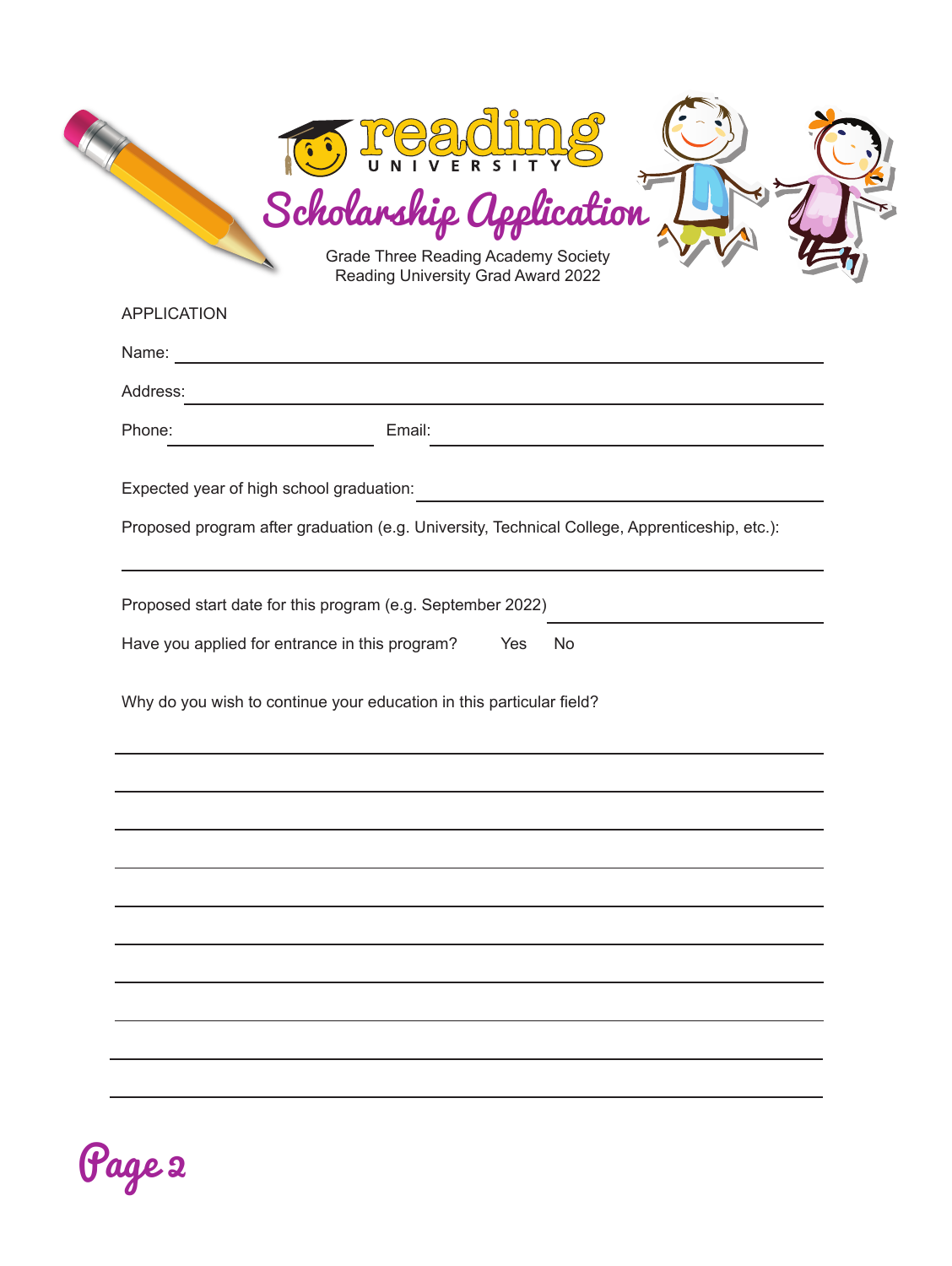# reading UNIVERSITY

## Scholarship Application

Grade Three Reading Academy Society
Reading University Grad Award 2022

APPLICATION

Name: ______________________________

Address: ______________________________

Phone: ______________ Email: ______________________________

Expected year of high school graduation: ______________________________

Proposed program after graduation (e.g. University, Technical College, Apprenticeship, etc.):

______________________________

Proposed start date for this program (e.g. September 2022) ______________________________

Have you applied for entrance in this program? Yes No

Why do you wish to continue your education in this particular field?

______________________________

______________________________

______________________________

______________________________

______________________________

______________________________

______________________________

______________________________

______________________________

______________________________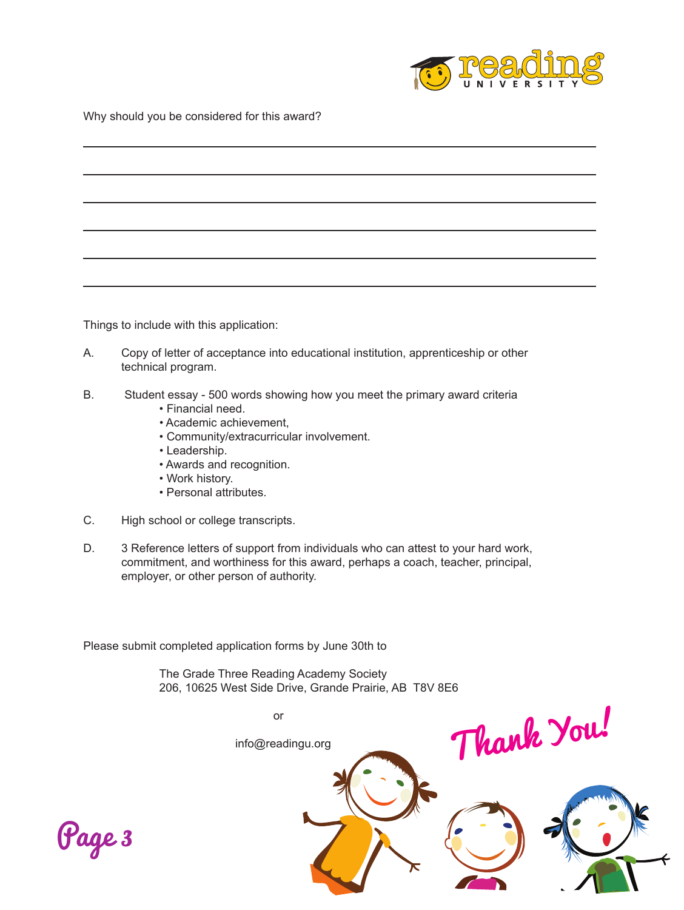Why should you be considered for this award?

______________________________________________________________________

______________________________________________________________________

______________________________________________________________________

______________________________________________________________________

______________________________________________________________________

______________________________________________________________________

Things to include with this application:

A. Copy of letter of acceptance into educational institution, apprenticeship or other technical program.

B. Student essay - 500 words showing how you meet the primary award criteria
   - Financial need.
   - Academic achievement,
   - Community/extracurricular involvement.
   - Leadership.
   - Awards and recognition.
   - Work history.
   - Personal attributes.

C. High school or college transcripts.

D. 3 Reference letters of support from individuals who can attest to your hard work, commitment, and worthiness for this award, perhaps a coach, teacher, principal, employer, or other person of authority.

Please submit completed application forms by June 30th to

The Grade Three Reading Academy Society
206, 10625 West Side Drive, Grande Prairie, AB T8V 8E6

or

info@readingu.org

Thank You!